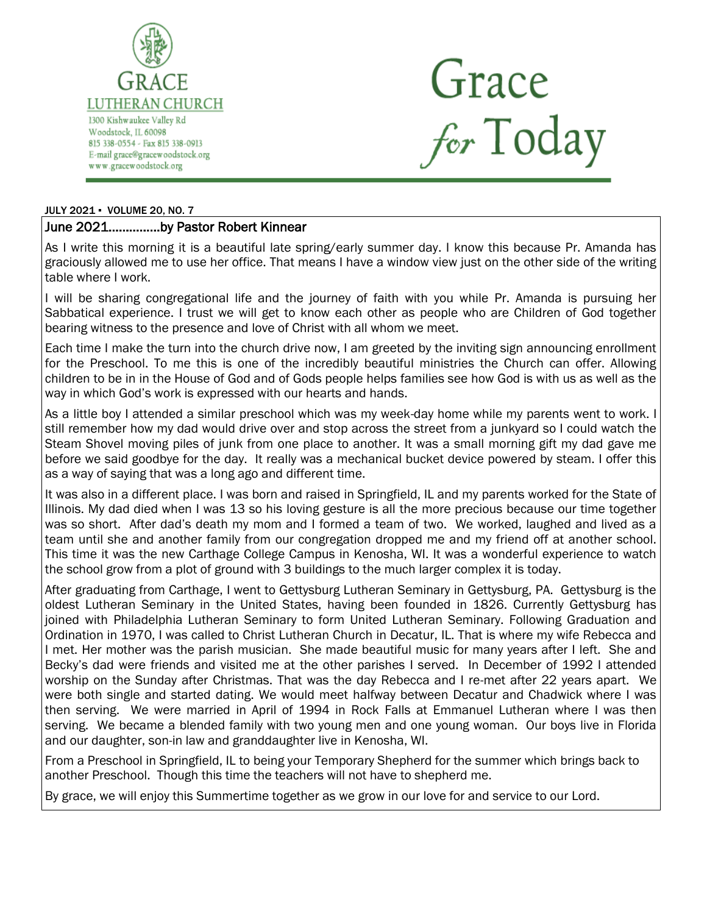GRACE LUTHERAN CHURCH

1300 Kishwaukee Valley Rd
Woodstock, IL 60098
815 338-0554 - Fax 815 338-0913
E-mail grace@gracewoodstock.org
www.gracewoodstock.org

# Grace for Today

JULY 2021 ▪ VOLUME 20, NO. 7

## June 2021...............by Pastor Robert Kinnear

As I write this morning it is a beautiful late spring/early summer day. I know this because Pr. Amanda has graciously allowed me to use her office. That means I have a window view just on the other side of the writing table where I work.

I will be sharing congregational life and the journey of faith with you while Pr. Amanda is pursuing her Sabbatical experience. I trust we will get to know each other as people who are Children of God together bearing witness to the presence and love of Christ with all whom we meet.

Each time I make the turn into the church drive now, I am greeted by the inviting sign announcing enrollment for the Preschool. To me this is one of the incredibly beautiful ministries the Church can offer. Allowing children to be in in the House of God and of Gods people helps families see how God is with us as well as the way in which God's work is expressed with our hearts and hands.

As a little boy I attended a similar preschool which was my week-day home while my parents went to work. I still remember how my dad would drive over and stop across the street from a junkyard so I could watch the Steam Shovel moving piles of junk from one place to another. It was a small morning gift my dad gave me before we said goodbye for the day. It really was a mechanical bucket device powered by steam. I offer this as a way of saying that was a long ago and different time.

It was also in a different place. I was born and raised in Springfield, IL and my parents worked for the State of Illinois. My dad died when I was 13 so his loving gesture is all the more precious because our time together was so short. After dad's death my mom and I formed a team of two. We worked, laughed and lived as a team until she and another family from our congregation dropped me and my friend off at another school. This time it was the new Carthage College Campus in Kenosha, WI. It was a wonderful experience to watch the school grow from a plot of ground with 3 buildings to the much larger complex it is today.

After graduating from Carthage, I went to Gettysburg Lutheran Seminary in Gettysburg, PA. Gettysburg is the oldest Lutheran Seminary in the United States, having been founded in 1826. Currently Gettysburg has joined with Philadelphia Lutheran Seminary to form United Lutheran Seminary. Following Graduation and Ordination in 1970, I was called to Christ Lutheran Church in Decatur, IL. That is where my wife Rebecca and I met. Her mother was the parish musician. She made beautiful music for many years after I left. She and Becky's dad were friends and visited me at the other parishes I served. In December of 1992 I attended worship on the Sunday after Christmas. That was the day Rebecca and I re-met after 22 years apart. We were both single and started dating. We would meet halfway between Decatur and Chadwick where I was then serving. We were married in April of 1994 in Rock Falls at Emmanuel Lutheran where I was then serving. We became a blended family with two young men and one young woman. Our boys live in Florida and our daughter, son-in law and granddaughter live in Kenosha, WI.

From a Preschool in Springfield, IL to being your Temporary Shepherd for the summer which brings back to another Preschool. Though this time the teachers will not have to shepherd me.

By grace, we will enjoy this Summertime together as we grow in our love for and service to our Lord.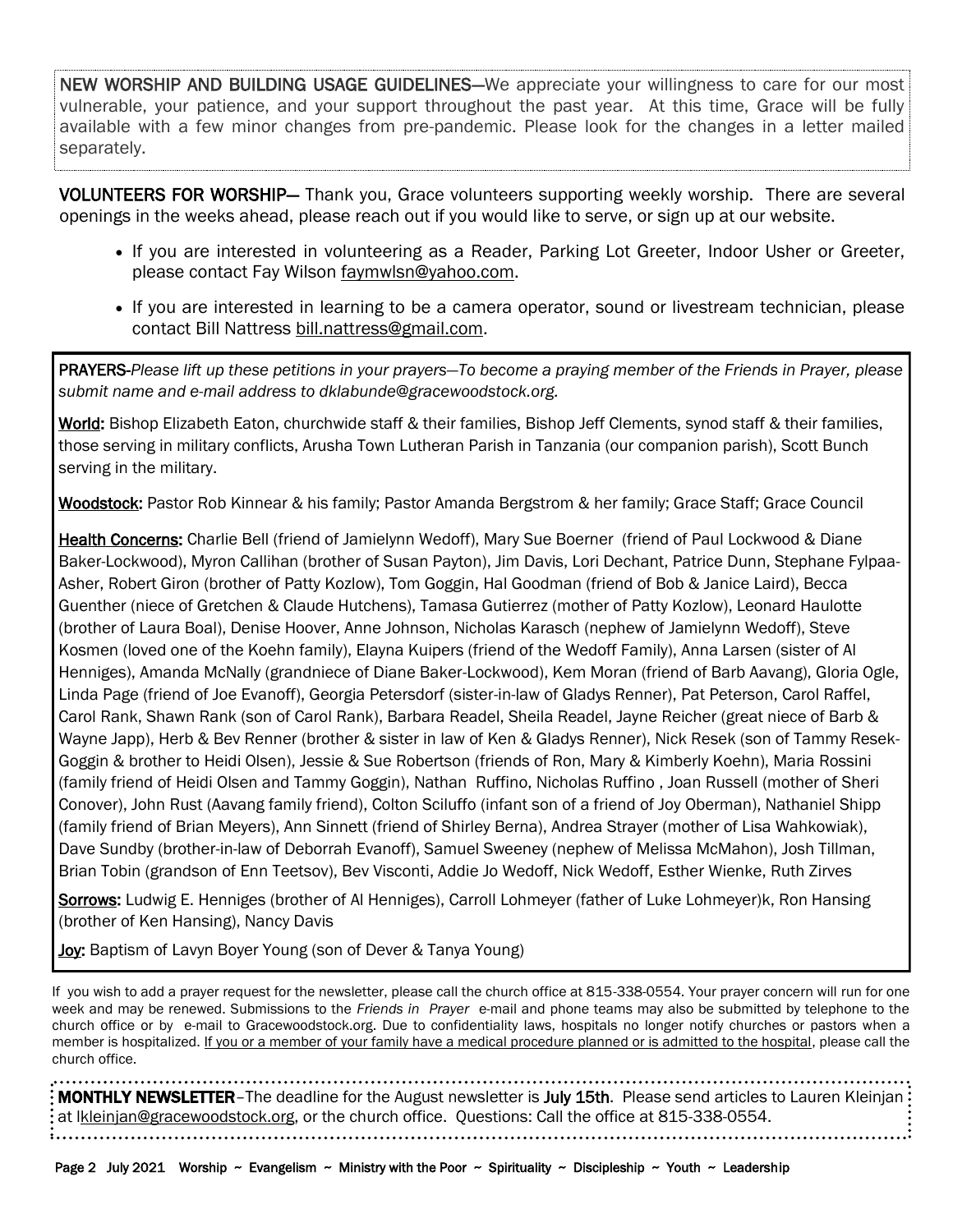**NEW WORSHIP AND BUILDING USAGE GUIDELINES**—We appreciate your willingness to care for our most vulnerable, your patience, and your support throughout the past year. At this time, Grace will be fully available with a few minor changes from pre-pandemic. Please look for the changes in a letter mailed separately.

**VOLUNTEERS FOR WORSHIP**— Thank you, Grace volunteers supporting weekly worship. There are several openings in the weeks ahead, please reach out if you would like to serve, or sign up at our website.

- If you are interested in volunteering as a Reader, Parking Lot Greeter, Indoor Usher or Greeter, please contact Fay Wilson faymwlsn@yahoo.com.
- If you are interested in learning to be a camera operator, sound or livestream technician, please contact Bill Nattress bill.nattress@gmail.com.

**PRAYERS**-*Please lift up these petitions in your prayers—To become a praying member of the Friends in Prayer, please submit name and e-mail address to dklabunde@gracewoodstock.org.*

**World:** Bishop Elizabeth Eaton, churchwide staff & their families, Bishop Jeff Clements, synod staff & their families, those serving in military conflicts, Arusha Town Lutheran Parish in Tanzania (our companion parish), Scott Bunch serving in the military.

**Woodstock:** Pastor Rob Kinnear & his family; Pastor Amanda Bergstrom & her family; Grace Staff; Grace Council

**Health Concerns:** Charlie Bell (friend of Jamielynn Wedoff), Mary Sue Boerner (friend of Paul Lockwood & Diane Baker-Lockwood), Myron Callihan (brother of Susan Payton), Jim Davis, Lori Dechant, Patrice Dunn, Stephane Fylpaa-Asher, Robert Giron (brother of Patty Kozlow), Tom Goggin, Hal Goodman (friend of Bob & Janice Laird), Becca Guenther (niece of Gretchen & Claude Hutchens), Tamasa Gutierrez (mother of Patty Kozlow), Leonard Haulotte (brother of Laura Boal), Denise Hoover, Anne Johnson, Nicholas Karasch (nephew of Jamielynn Wedoff), Steve Kosmen (loved one of the Koehn family), Elayna Kuipers (friend of the Wedoff Family), Anna Larsen (sister of Al Henniges), Amanda McNally (grandniece of Diane Baker-Lockwood), Kem Moran (friend of Barb Aavang), Gloria Ogle, Linda Page (friend of Joe Evanoff), Georgia Petersdorf (sister-in-law of Gladys Renner), Pat Peterson, Carol Raffel, Carol Rank, Shawn Rank (son of Carol Rank), Barbara Readel, Sheila Readel, Jayne Reicher (great niece of Barb & Wayne Japp), Herb & Bev Renner (brother & sister in law of Ken & Gladys Renner), Nick Resek (son of Tammy Resek-Goggin & brother to Heidi Olsen), Jessie & Sue Robertson (friends of Ron, Mary & Kimberly Koehn), Maria Rossini (family friend of Heidi Olsen and Tammy Goggin), Nathan Ruffino, Nicholas Ruffino , Joan Russell (mother of Sheri Conover), John Rust (Aavang family friend), Colton Sciluffo (infant son of a friend of Joy Oberman), Nathaniel Shipp (family friend of Brian Meyers), Ann Sinnett (friend of Shirley Berna), Andrea Strayer (mother of Lisa Wahkowiak), Dave Sundby (brother-in-law of Deborrah Evanoff), Samuel Sweeney (nephew of Melissa McMahon), Josh Tillman, Brian Tobin (grandson of Enn Teetsov), Bev Visconti, Addie Jo Wedoff, Nick Wedoff, Esther Wienke, Ruth Zirves

**Sorrows:** Ludwig E. Henniges (brother of Al Henniges), Carroll Lohmeyer (father of Luke Lohmeyer)k, Ron Hansing (brother of Ken Hansing), Nancy Davis

**Joy:** Baptism of Lavyn Boyer Young (son of Dever & Tanya Young)

If you wish to add a prayer request for the newsletter, please call the church office at 815-338-0554. Your prayer concern will run for one week and may be renewed. Submissions to the *Friends in Prayer* e-mail and phone teams may also be submitted by telephone to the church office or by e-mail to Gracewoodstock.org. Due to confidentiality laws, hospitals no longer notify churches or pastors when a member is hospitalized. If you or a member of your family have a medical procedure planned or is admitted to the hospital, please call the church office.

**MONTHLY NEWSLETTER**–The deadline for the August newsletter is **July 15th**. Please send articles to Lauren Kleinjan at lkleinjan@gracewoodstock.org, or the church office. Questions: Call the office at 815-338-0554.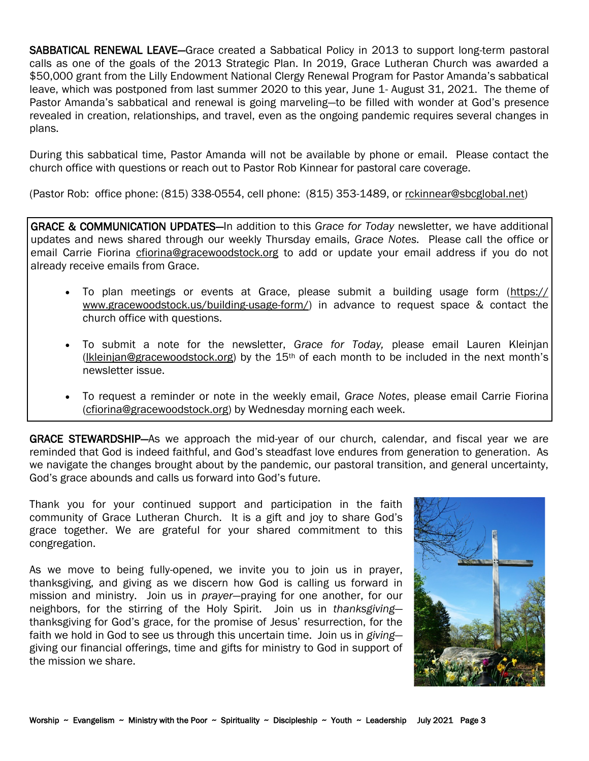**SABBATICAL RENEWAL LEAVE**—Grace created a Sabbatical Policy in 2013 to support long-term pastoral calls as one of the goals of the 2013 Strategic Plan. In 2019, Grace Lutheran Church was awarded a $50,000 grant from the Lilly Endowment National Clergy Renewal Program for Pastor Amanda's sabbatical leave, which was postponed from last summer 2020 to this year, June 1- August 31, 2021. The theme of Pastor Amanda's sabbatical and renewal is going marveling—to be filled with wonder at God's presence revealed in creation, relationships, and travel, even as the ongoing pandemic requires several changes in plans.

During this sabbatical time, Pastor Amanda will not be available by phone or email. Please contact the church office with questions or reach out to Pastor Rob Kinnear for pastoral care coverage.

(Pastor Rob: office phone: (815) 338-0554, cell phone: (815) 353-1489, or rckinnear@sbcglobal.net)

**GRACE & COMMUNICATION UPDATES**—In addition to this *Grace for Today* newsletter, we have additional updates and news shared through our weekly Thursday emails, *Grace Notes.* Please call the office or email Carrie Fiorina cfiorina@gracewoodstock.org to add or update your email address if you do not already receive emails from Grace.

- To plan meetings or events at Grace, please submit a building usage form (https://www.gracewoodstock.us/building-usage-form/) in advance to request space & contact the church office with questions.
- To submit a note for the newsletter, *Grace for Today,* please email Lauren Kleinjan (lkleinjan@gracewoodstock.org) by the 15th of each month to be included in the next month's newsletter issue.
- To request a reminder or note in the weekly email, *Grace Notes*, please email Carrie Fiorina (cfiorina@gracewoodstock.org) by Wednesday morning each week.

**GRACE STEWARDSHIP**—As we approach the mid-year of our church, calendar, and fiscal year we are reminded that God is indeed faithful, and God's steadfast love endures from generation to generation. As we navigate the changes brought about by the pandemic, our pastoral transition, and general uncertainty, God's grace abounds and calls us forward into God's future.

Thank you for your continued support and participation in the faith community of Grace Lutheran Church. It is a gift and joy to share God's grace together. We are grateful for your shared commitment to this congregation.

As we move to being fully-opened, we invite you to join us in prayer, thanksgiving, and giving as we discern how God is calling us forward in mission and ministry. Join us in *prayer*—praying for one another, for our neighbors, for the stirring of the Holy Spirit. Join us in *thanksgiving*—thanksgiving for God's grace, for the promise of Jesus' resurrection, for the faith we hold in God to see us through this uncertain time. Join us in *giving*—giving our financial offerings, time and gifts for ministry to God in support of the mission we share.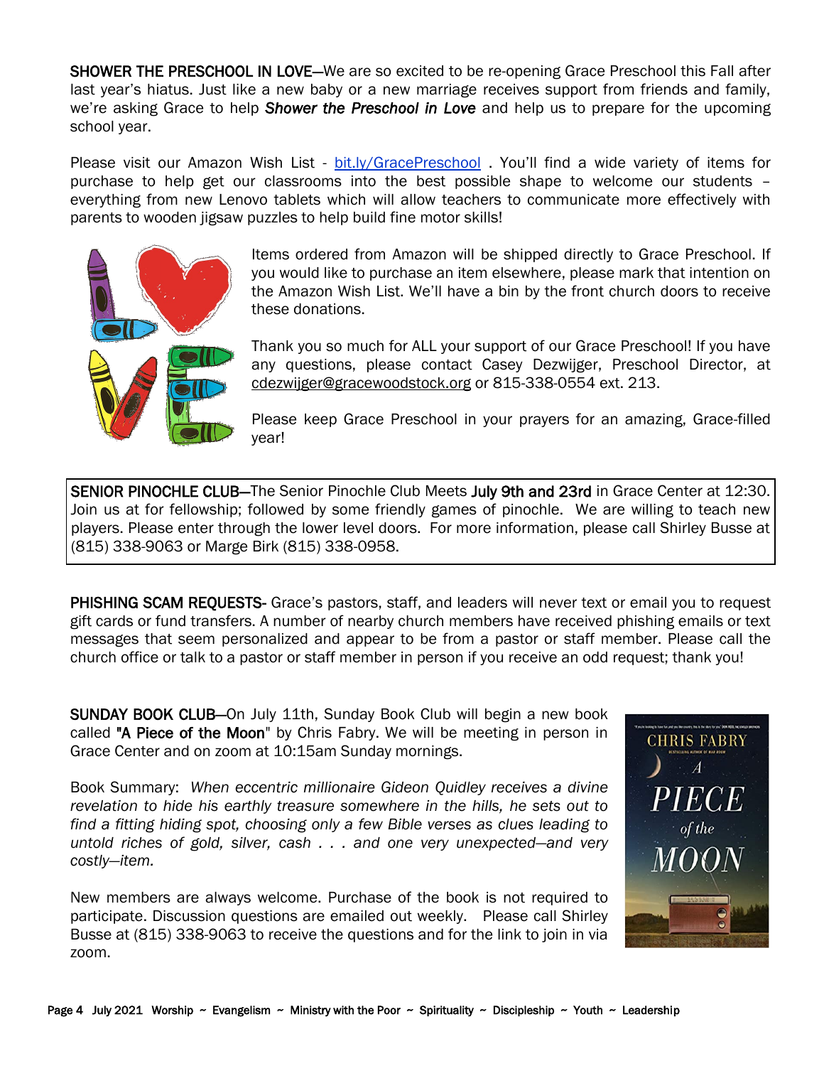**SHOWER THE PRESCHOOL IN LOVE**—We are so excited to be re-opening Grace Preschool this Fall after last year's hiatus. Just like a new baby or a new marriage receives support from friends and family, we're asking Grace to help ***Shower the Preschool in Love*** and help us to prepare for the upcoming school year.

Please visit our Amazon Wish List - bit.ly/GracePreschool . You'll find a wide variety of items for purchase to help get our classrooms into the best possible shape to welcome our students – everything from new Lenovo tablets which will allow teachers to communicate more effectively with parents to wooden jigsaw puzzles to help build fine motor skills!

Items ordered from Amazon will be shipped directly to Grace Preschool. If you would like to purchase an item elsewhere, please mark that intention on the Amazon Wish List. We'll have a bin by the front church doors to receive these donations.

Thank you so much for ALL your support of our Grace Preschool! If you have any questions, please contact Casey Dezwijger, Preschool Director, at cdezwijger@gracewoodstock.org or 815-338-0554 ext. 213.

Please keep Grace Preschool in your prayers for an amazing, Grace-filled year!

**SENIOR PINOCHLE CLUB**—The Senior Pinochle Club Meets **July 9th and 23rd** in Grace Center at 12:30. Join us at for fellowship; followed by some friendly games of pinochle. We are willing to teach new players. Please enter through the lower level doors. For more information, please call Shirley Busse at (815) 338-9063 or Marge Birk (815) 338-0958.

**PHISHING SCAM REQUESTS**- Grace's pastors, staff, and leaders will never text or email you to request gift cards or fund transfers. A number of nearby church members have received phishing emails or text messages that seem personalized and appear to be from a pastor or staff member. Please call the church office or talk to a pastor or staff member in person if you receive an odd request; thank you!

**SUNDAY BOOK CLUB**—On July 11th, Sunday Book Club will begin a new book called **"A Piece of the Moon"** by Chris Fabry. We will be meeting in person in Grace Center and on zoom at 10:15am Sunday mornings.

Book Summary: *When eccentric millionaire Gideon Quidley receives a divine revelation to hide his earthly treasure somewhere in the hills, he sets out to find a fitting hiding spot, choosing only a few Bible verses as clues leading to untold riches of gold, silver, cash . . . and one very unexpected—and very costly—item.*

New members are always welcome. Purchase of the book is not required to participate. Discussion questions are emailed out weekly. Please call Shirley Busse at (815) 338-9063 to receive the questions and for the link to join in via zoom.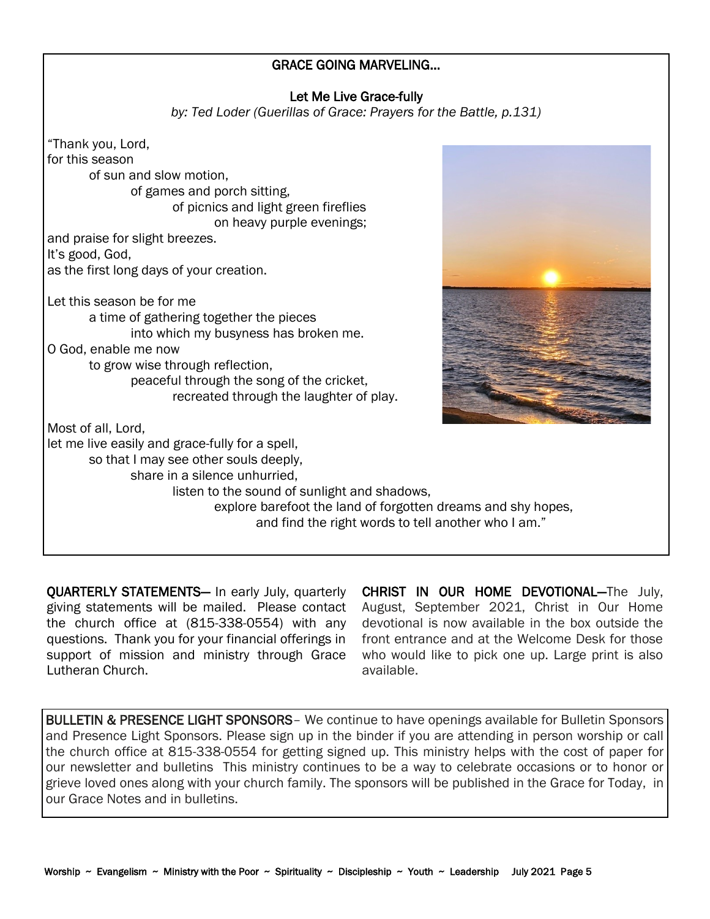## GRACE GOING MARVELING...

### Let Me Live Grace-fully

*by: Ted Loder (Guerillas of Grace: Prayers for the Battle, p.131)*

"Thank you, Lord,
for this season
of sun and slow motion,
of games and porch sitting,
of picnics and light green fireflies
on heavy purple evenings;
and praise for slight breezes.
It's good, God,
as the first long days of your creation.

Let this season be for me
a time of gathering together the pieces
into which my busyness has broken me.
O God, enable me now
to grow wise through reflection,
peaceful through the song of the cricket,
recreated through the laughter of play.

Most of all, Lord,
let me live easily and grace-fully for a spell,
so that I may see other souls deeply,
share in a silence unhurried,
listen to the sound of sunlight and shadows,
explore barefoot the land of forgotten dreams and shy hopes,
and find the right words to tell another who I am."

**QUARTERLY STATEMENTS**— In early July, quarterly giving statements will be mailed. Please contact the church office at (815-338-0554) with any questions. Thank you for your financial offerings in support of mission and ministry through Grace Lutheran Church.

**CHRIST IN OUR HOME DEVOTIONAL**—The July, August, September 2021, Christ in Our Home devotional is now available in the box outside the front entrance and at the Welcome Desk for those who would like to pick one up. Large print is also available.

**BULLETIN & PRESENCE LIGHT SPONSORS**– We continue to have openings available for Bulletin Sponsors and Presence Light Sponsors. Please sign up in the binder if you are attending in person worship or call the church office at 815-338-0554 for getting signed up. This ministry helps with the cost of paper for our newsletter and bulletins This ministry continues to be a way to celebrate occasions or to honor or grieve loved ones along with your church family. The sponsors will be published in the Grace for Today, in our Grace Notes and in bulletins.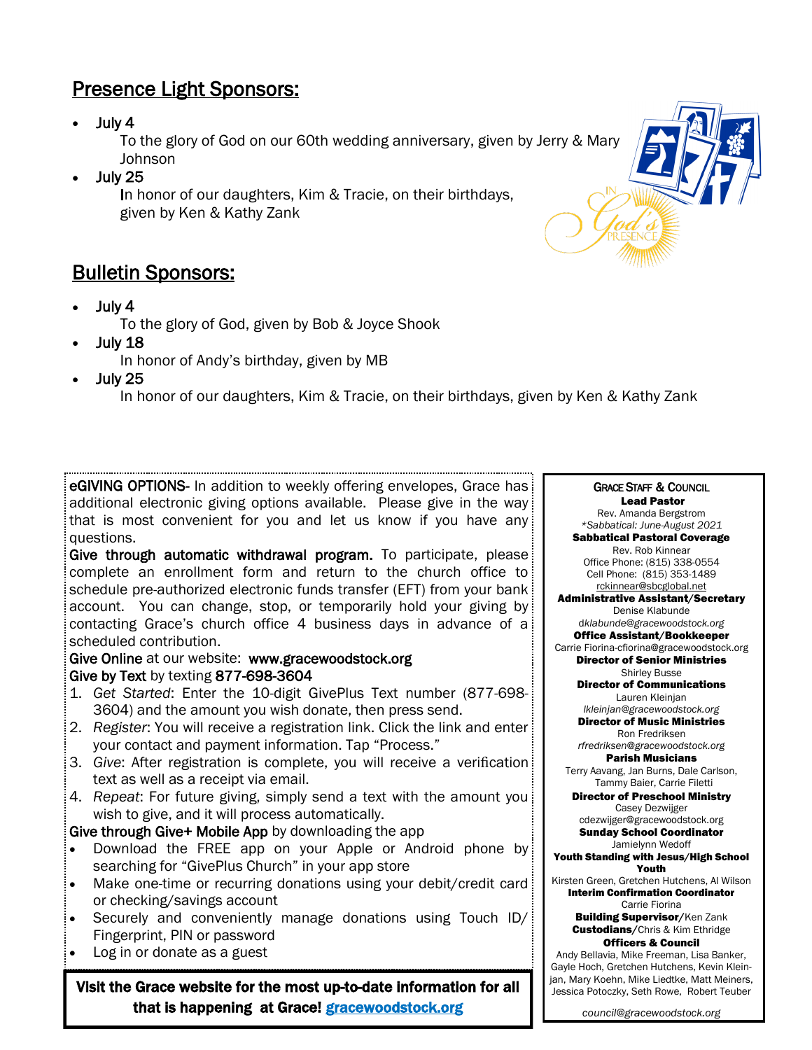## Presence Light Sponsors:

- July 4
  To the glory of God on our 60th wedding anniversary, given by Jerry & Mary Johnson
- July 25
  In honor of our daughters, Kim & Tracie, on their birthdays, given by Ken & Kathy Zank

## Bulletin Sponsors:

- July 4
  To the glory of God, given by Bob & Joyce Shook
- July 18
  In honor of Andy's birthday, given by MB
- July 25
  In honor of our daughters, Kim & Tracie, on their birthdays, given by Ken & Kathy Zank

**eGIVING OPTIONS**- In addition to weekly offering envelopes, Grace has additional electronic giving options available. Please give in the way that is most convenient for you and let us know if you have any questions.

**Give through automatic withdrawal program.** To participate, please complete an enrollment form and return to the church office to schedule pre-authorized electronic funds transfer (EFT) from your bank account. You can change, stop, or temporarily hold your giving by contacting Grace's church office 4 business days in advance of a scheduled contribution.

**Give Online** at our website: **www.gracewoodstock.org**

**Give by Text** by texting **877-698-3604**

1. *Get Started*: Enter the 10-digit GivePlus Text number (877-698-3604) and the amount you wish donate, then press send.
2. *Register*: You will receive a registration link. Click the link and enter your contact and payment information. Tap "Process."
3. *Give*: After registration is complete, you will receive a verification text as well as a receipt via email.
4. *Repeat*: For future giving, simply send a text with the amount you wish to give, and it will process automatically.

**Give through Give+ Mobile App** by downloading the app

- Download the FREE app on your Apple or Android phone by searching for "GivePlus Church" in your app store
- Make one-time or recurring donations using your debit/credit card or checking/savings account
- Securely and conveniently manage donations using Touch ID/ Fingerprint, PIN or password
- Log in or donate as a guest

**Visit the Grace website for the most up-to-date information for all that is happening at Grace! gracewoodstock.org**

### Grace Staff & Council

**Lead Pastor**
Rev. Amanda Bergstrom
*\*Sabbatical: June-August 2021*

**Sabbatical Pastoral Coverage**
Rev. Rob Kinnear
Office Phone: (815) 338-0554
Cell Phone: (815) 353-1489
rckinnear@sbcglobal.net

**Administrative Assistant/Secretary**
Denise Klabunde
*dklabunde@gracewoodstock.org*

**Office Assistant/Bookkeeper**
Carrie Fiorina-cfiorina@gracewoodstock.org

**Director of Senior Ministries**
Shirley Busse

**Director of Communications**
Lauren Kleinjan
*lkleinjan@gracewoodstock.org*

**Director of Music Ministries**
Ron Fredriksen
*rfredriksen@gracewoodstock.org*

**Parish Musicians**
Terry Aavang, Jan Burns, Dale Carlson, Tammy Baier, Carrie Filetti

**Director of Preschool Ministry**
Casey Dezwijger
cdezwijger@gracewoodstock.org

**Sunday School Coordinator**
Jamielynn Wedoff

**Youth Standing with Jesus/High School Youth**
Kirsten Green, Gretchen Hutchens, Al Wilson

**Interim Confirmation Coordinator**
Carrie Fiorina

**Building Supervisor**/Ken Zank

**Custodians**/Chris & Kim Ethridge

**Officers & Council**
Andy Bellavia, Mike Freeman, Lisa Banker, Gayle Hoch, Gretchen Hutchens, Kevin Kleinjan, Mary Koehn, Mike Liedtke, Matt Meiners, Jessica Potoczky, Seth Rowe, Robert Teuber

*council@gracewoodstock.org*